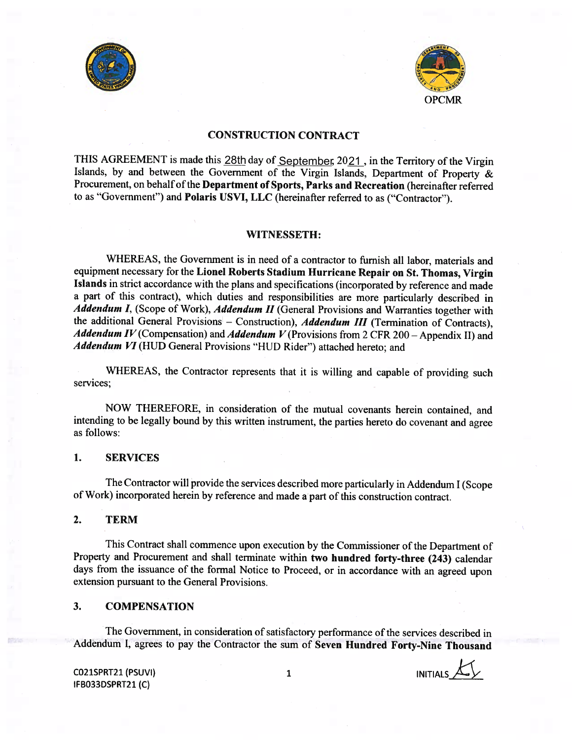OPCMR

# CONSTRUCTION CONTRACT

THIS AGREEMENT is made this 28th day of September, 2021, in the Territory of the Virgin Islands, by and between the Government of the Virgin Islands, Department of Property & Procurement, on behalf of the **Department of Sports, Parks and Recreation** (hereinafter referred to as "Government") and **Polaris USVI, LLC** (hereinafter referred to as ("Contractor").

## WITNESSETH:

WHEREAS, the Government is in need of a contractor to furnish all labor, materials and equipment necessary for the **Lionel Roberts Stadium Hurricane Repair on St. Thomas, Virgin Islands** in strict accordance with the plans and specifications (incorporated by reference and made a part of this contract), which duties and responsibilities are more particularly described in ***Addendum I***, (Scope of Work), ***Addendum II*** (General Provisions and Warranties together with the additional General Provisions – Construction), ***Addendum III*** (Termination of Contracts), ***Addendum IV*** (Compensation) and ***Addendum V*** (Provisions from 2 CFR 200 – Appendix II) and ***Addendum VI*** (HUD General Provisions "HUD Rider") attached hereto; and

WHEREAS, the Contractor represents that it is willing and capable of providing such services;

NOW THEREFORE, in consideration of the mutual covenants herein contained, and intending to be legally bound by this written instrument, the parties hereto do covenant and agree as follows:

## 1. SERVICES

The Contractor will provide the services described more particularly in Addendum I (Scope of Work) incorporated herein by reference and made a part of this construction contract.

## 2. TERM

This Contract shall commence upon execution by the Commissioner of the Department of Property and Procurement and shall terminate within **two hundred forty-three (243)** calendar days from the issuance of the formal Notice to Proceed, or in accordance with an agreed upon extension pursuant to the General Provisions.

## 3. COMPENSATION

The Government, in consideration of satisfactory performance of the services described in Addendum I, agrees to pay the Contractor the sum of **Seven Hundred Forty-Nine Thousand**

C021SPRT21 (PSUVI)
IFB033DSPRT21 (C)

INITIALS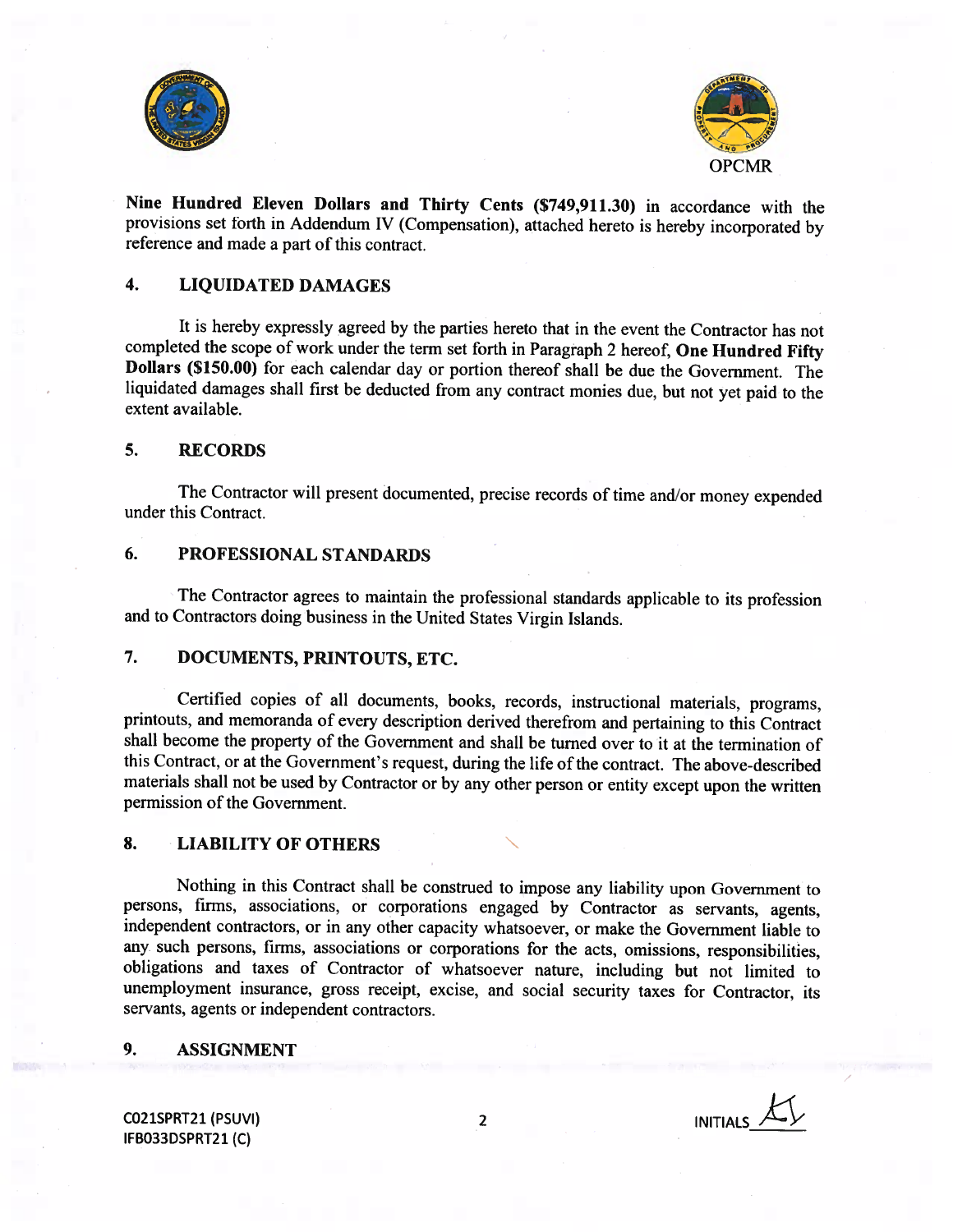**Nine Hundred Eleven Dollars and Thirty Cents ($749,911.30)** in accordance with the provisions set forth in Addendum IV (Compensation), attached hereto is hereby incorporated by reference and made a part of this contract.

## 4. LIQUIDATED DAMAGES

It is hereby expressly agreed by the parties hereto that in the event the Contractor has not completed the scope of work under the term set forth in Paragraph 2 hereof, **One Hundred Fifty Dollars ($150.00)** for each calendar day or portion thereof shall be due the Government. The liquidated damages shall first be deducted from any contract monies due, but not yet paid to the extent available.

## 5. RECORDS

The Contractor will present documented, precise records of time and/or money expended under this Contract.

## 6. PROFESSIONAL STANDARDS

The Contractor agrees to maintain the professional standards applicable to its profession and to Contractors doing business in the United States Virgin Islands.

## 7. DOCUMENTS, PRINTOUTS, ETC.

Certified copies of all documents, books, records, instructional materials, programs, printouts, and memoranda of every description derived therefrom and pertaining to this Contract shall become the property of the Government and shall be turned over to it at the termination of this Contract, or at the Government's request, during the life of the contract. The above-described materials shall not be used by Contractor or by any other person or entity except upon the written permission of the Government.

## 8. LIABILITY OF OTHERS

Nothing in this Contract shall be construed to impose any liability upon Government to persons, firms, associations, or corporations engaged by Contractor as servants, agents, independent contractors, or in any other capacity whatsoever, or make the Government liable to any such persons, firms, associations or corporations for the acts, omissions, responsibilities, obligations and taxes of Contractor of whatsoever nature, including but not limited to unemployment insurance, gross receipt, excise, and social security taxes for Contractor, its servants, agents or independent contractors.

## 9. ASSIGNMENT

C021SPRT21 (PSUVI)
IFB033DSPRT21 (C)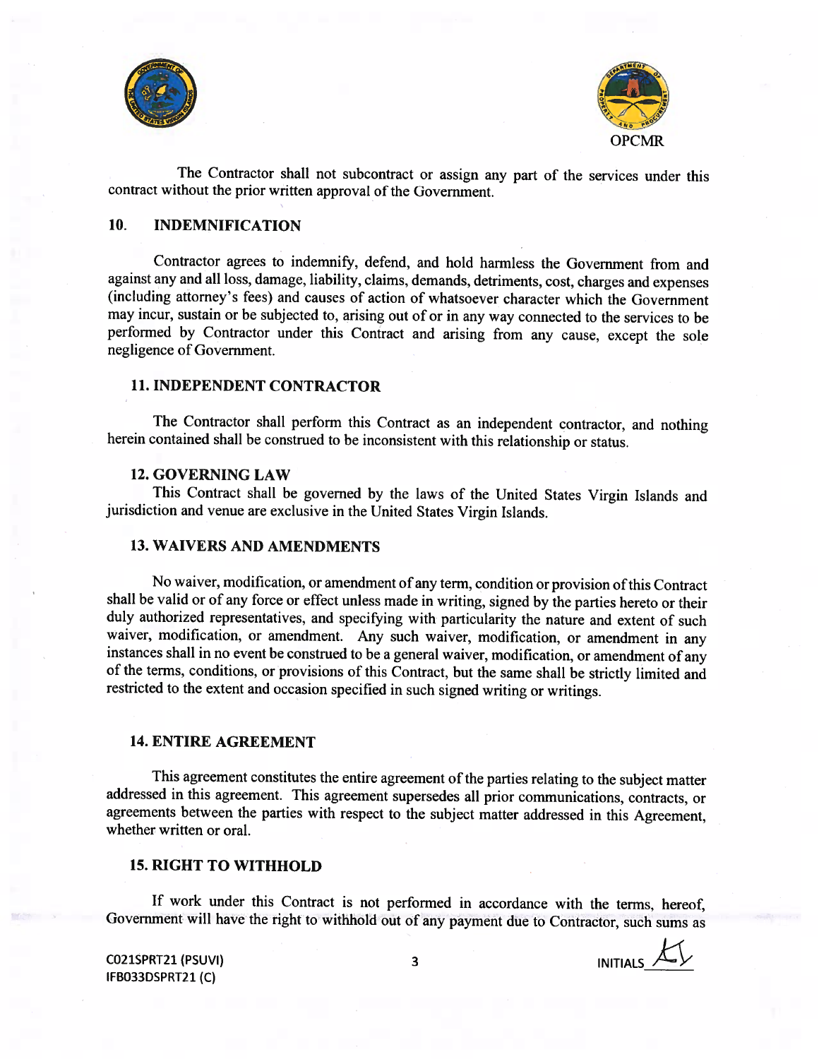OPCMR

The Contractor shall not subcontract or assign any part of the services under this contract without the prior written approval of the Government.

## 10. INDEMNIFICATION

Contractor agrees to indemnify, defend, and hold harmless the Government from and against any and all loss, damage, liability, claims, demands, detriments, cost, charges and expenses (including attorney's fees) and causes of action of whatsoever character which the Government may incur, sustain or be subjected to, arising out of or in any way connected to the services to be performed by Contractor under this Contract and arising from any cause, except the sole negligence of Government.

## 11. INDEPENDENT CONTRACTOR

The Contractor shall perform this Contract as an independent contractor, and nothing herein contained shall be construed to be inconsistent with this relationship or status.

## 12. GOVERNING LAW

This Contract shall be governed by the laws of the United States Virgin Islands and jurisdiction and venue are exclusive in the United States Virgin Islands.

## 13. WAIVERS AND AMENDMENTS

No waiver, modification, or amendment of any term, condition or provision of this Contract shall be valid or of any force or effect unless made in writing, signed by the parties hereto or their duly authorized representatives, and specifying with particularity the nature and extent of such waiver, modification, or amendment. Any such waiver, modification, or amendment in any instances shall in no event be construed to be a general waiver, modification, or amendment of any of the terms, conditions, or provisions of this Contract, but the same shall be strictly limited and restricted to the extent and occasion specified in such signed writing or writings.

## 14. ENTIRE AGREEMENT

This agreement constitutes the entire agreement of the parties relating to the subject matter addressed in this agreement. This agreement supersedes all prior communications, contracts, or agreements between the parties with respect to the subject matter addressed in this Agreement, whether written or oral.

## 15. RIGHT TO WITHHOLD

If work under this Contract is not performed in accordance with the terms, hereof, Government will have the right to withhold out of any payment due to Contractor, such sums as

C021SPRT21 (PSUVI)
IFB033DSPRT21 (C)

INITIALS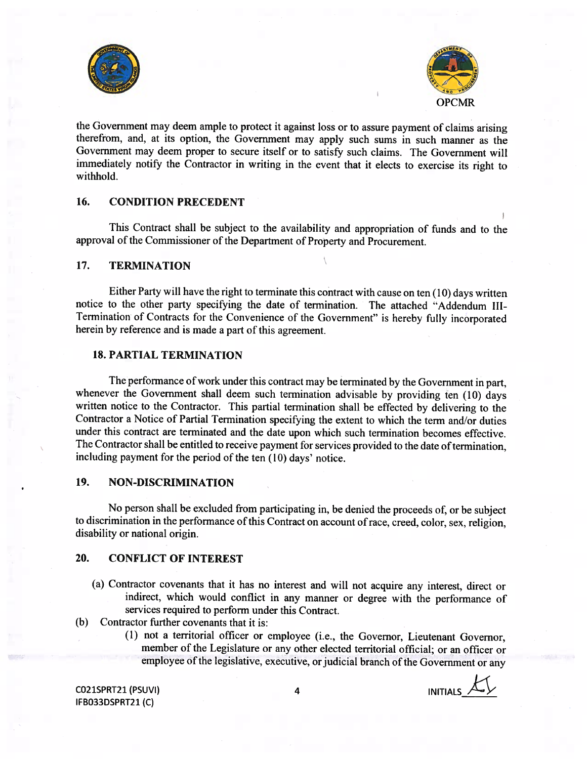the Government may deem ample to protect it against loss or to assure payment of claims arising therefrom, and, at its option, the Government may apply such sums in such manner as the Government may deem proper to secure itself or to satisfy such claims. The Government will immediately notify the Contractor in writing in the event that it elects to exercise its right to withhold.

## 16. CONDITION PRECEDENT

This Contract shall be subject to the availability and appropriation of funds and to the approval of the Commissioner of the Department of Property and Procurement.

## 17. TERMINATION

Either Party will have the right to terminate this contract with cause on ten (10) days written notice to the other party specifying the date of termination. The attached "Addendum III-Termination of Contracts for the Convenience of the Government" is hereby fully incorporated herein by reference and is made a part of this agreement.

## 18. PARTIAL TERMINATION

The performance of work under this contract may be terminated by the Government in part, whenever the Government shall deem such termination advisable by providing ten (10) days written notice to the Contractor. This partial termination shall be effected by delivering to the Contractor a Notice of Partial Termination specifying the extent to which the term and/or duties under this contract are terminated and the date upon which such termination becomes effective. The Contractor shall be entitled to receive payment for services provided to the date of termination, including payment for the period of the ten (10) days' notice.

## 19. NON-DISCRIMINATION

No person shall be excluded from participating in, be denied the proceeds of, or be subject to discrimination in the performance of this Contract on account of race, creed, color, sex, religion, disability or national origin.

## 20. CONFLICT OF INTEREST

(a) Contractor covenants that it has no interest and will not acquire any interest, direct or indirect, which would conflict in any manner or degree with the performance of services required to perform under this Contract.

(b) Contractor further covenants that it is:

(1) not a territorial officer or employee (i.e., the Governor, Lieutenant Governor, member of the Legislature or any other elected territorial official; or an officer or employee of the legislative, executive, or judicial branch of the Government or any

C021SPRT21 (PSUVI)
IFB033DSPRT21 (C)

INITIALS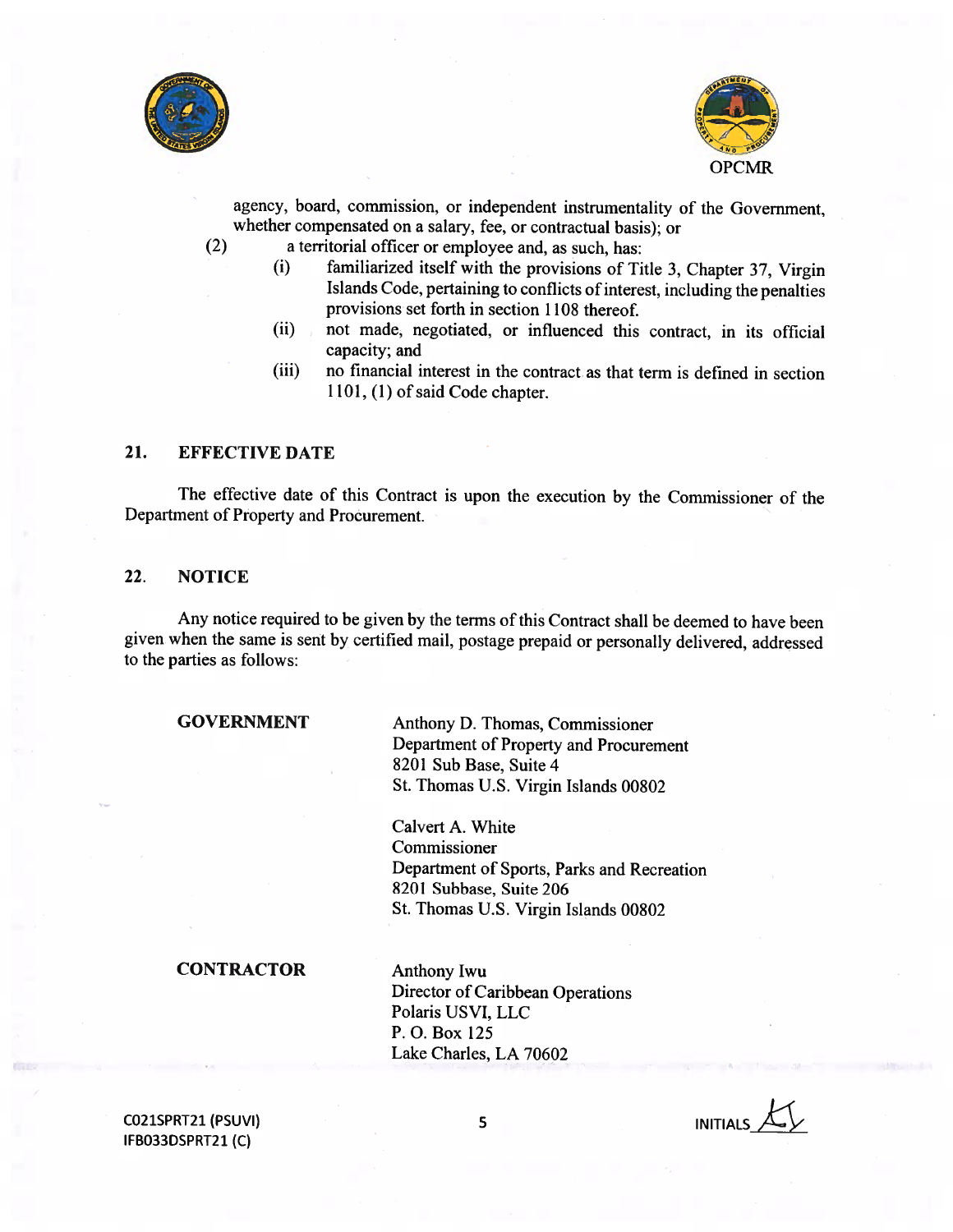agency, board, commission, or independent instrumentality of the Government, whether compensated on a salary, fee, or contractual basis); or

(2) a territorial officer or employee and, as such, has:

(i) familiarized itself with the provisions of Title 3, Chapter 37, Virgin Islands Code, pertaining to conflicts of interest, including the penalties provisions set forth in section 1108 thereof.

(ii) not made, negotiated, or influenced this contract, in its official capacity; and

(iii) no financial interest in the contract as that term is defined in section 1101, (1) of said Code chapter.

## 21. EFFECTIVE DATE

The effective date of this Contract is upon the execution by the Commissioner of the Department of Property and Procurement.

## 22. NOTICE

Any notice required to be given by the terms of this Contract shall be deemed to have been given when the same is sent by certified mail, postage prepaid or personally delivered, addressed to the parties as follows:

**GOVERNMENT**

Anthony D. Thomas, Commissioner
Department of Property and Procurement
8201 Sub Base, Suite 4
St. Thomas U.S. Virgin Islands 00802

Calvert A. White
Commissioner
Department of Sports, Parks and Recreation
8201 Subbase, Suite 206
St. Thomas U.S. Virgin Islands 00802

**CONTRACTOR**

Anthony Iwu
Director of Caribbean Operations
Polaris USVI, LLC
P. O. Box 125
Lake Charles, LA 70602

C021SPRT21 (PSUVI)
IFB033DSPRT21 (C)

INITIALS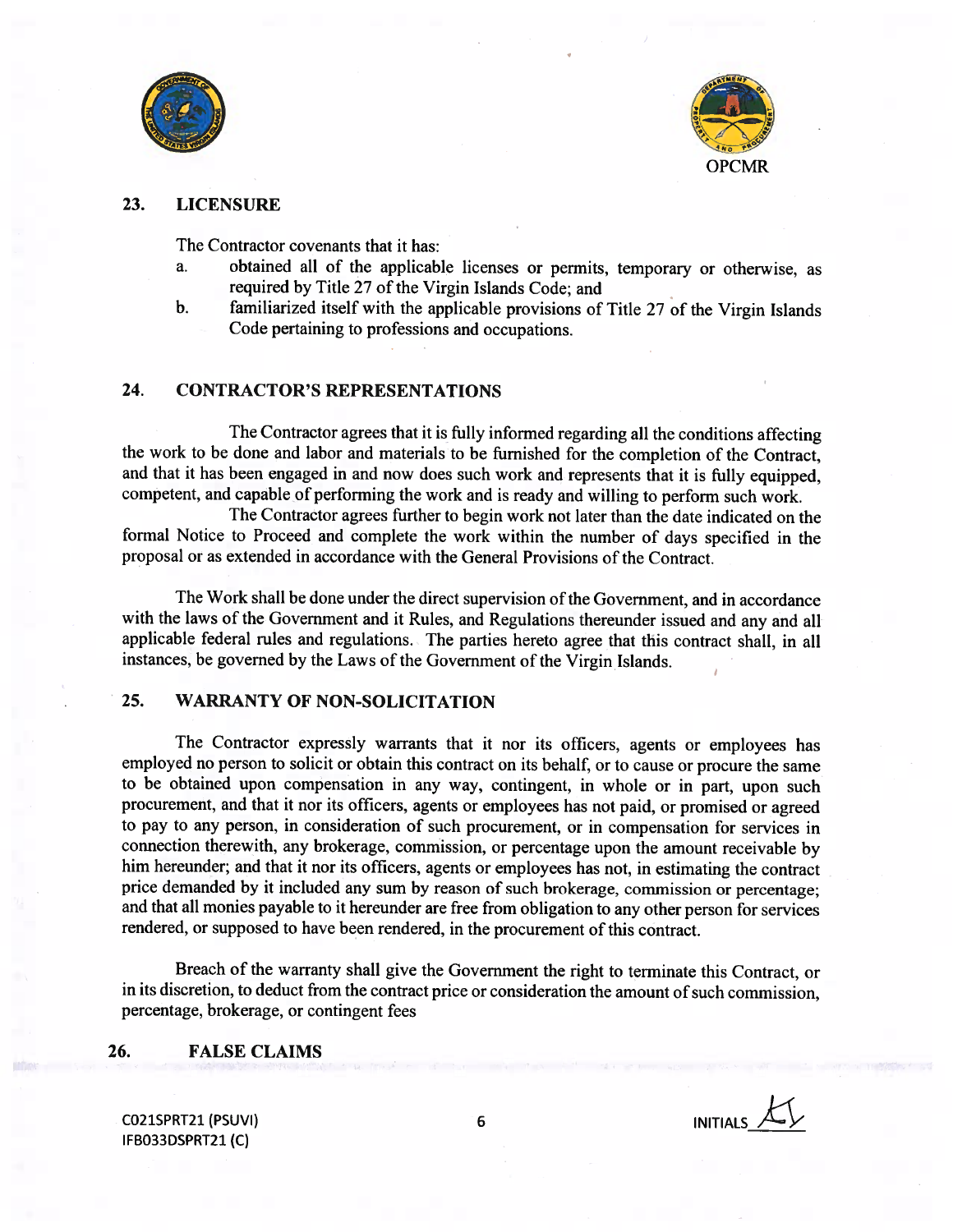## 23. LICENSURE

The Contractor covenants that it has:

a. obtained all of the applicable licenses or permits, temporary or otherwise, as required by Title 27 of the Virgin Islands Code; and
b. familiarized itself with the applicable provisions of Title 27 of the Virgin Islands Code pertaining to professions and occupations.

## 24. CONTRACTOR'S REPRESENTATIONS

The Contractor agrees that it is fully informed regarding all the conditions affecting the work to be done and labor and materials to be furnished for the completion of the Contract, and that it has been engaged in and now does such work and represents that it is fully equipped, competent, and capable of performing the work and is ready and willing to perform such work.

The Contractor agrees further to begin work not later than the date indicated on the formal Notice to Proceed and complete the work within the number of days specified in the proposal or as extended in accordance with the General Provisions of the Contract.

The Work shall be done under the direct supervision of the Government, and in accordance with the laws of the Government and it Rules, and Regulations thereunder issued and any and all applicable federal rules and regulations. The parties hereto agree that this contract shall, in all instances, be governed by the Laws of the Government of the Virgin Islands.

## 25. WARRANTY OF NON-SOLICITATION

The Contractor expressly warrants that it nor its officers, agents or employees has employed no person to solicit or obtain this contract on its behalf, or to cause or procure the same to be obtained upon compensation in any way, contingent, in whole or in part, upon such procurement, and that it nor its officers, agents or employees has not paid, or promised or agreed to pay to any person, in consideration of such procurement, or in compensation for services in connection therewith, any brokerage, commission, or percentage upon the amount receivable by him hereunder; and that it nor its officers, agents or employees has not, in estimating the contract price demanded by it included any sum by reason of such brokerage, commission or percentage; and that all monies payable to it hereunder are free from obligation to any other person for services rendered, or supposed to have been rendered, in the procurement of this contract.

Breach of the warranty shall give the Government the right to terminate this Contract, or in its discretion, to deduct from the contract price or consideration the amount of such commission, percentage, brokerage, or contingent fees

## 26. FALSE CLAIMS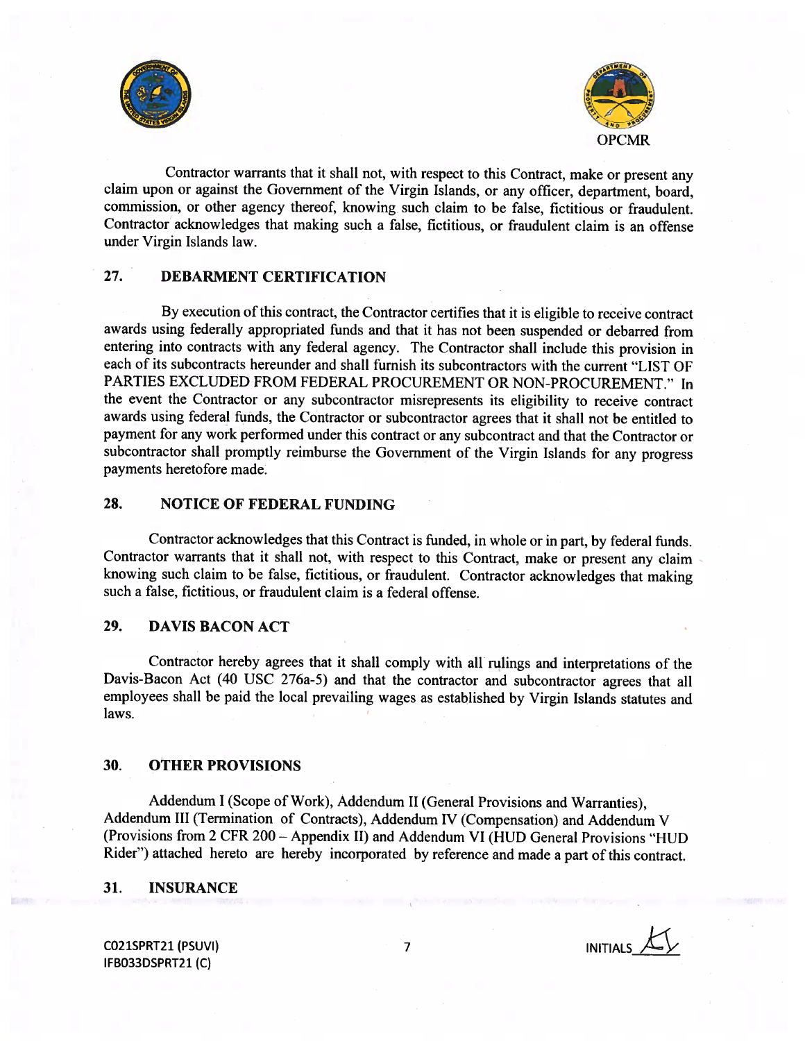Contractor warrants that it shall not, with respect to this Contract, make or present any claim upon or against the Government of the Virgin Islands, or any officer, department, board, commission, or other agency thereof, knowing such claim to be false, fictitious or fraudulent. Contractor acknowledges that making such a false, fictitious, or fraudulent claim is an offense under Virgin Islands law.

## 27. DEBARMENT CERTIFICATION

By execution of this contract, the Contractor certifies that it is eligible to receive contract awards using federally appropriated funds and that it has not been suspended or debarred from entering into contracts with any federal agency. The Contractor shall include this provision in each of its subcontracts hereunder and shall furnish its subcontractors with the current "LIST OF PARTIES EXCLUDED FROM FEDERAL PROCUREMENT OR NON-PROCUREMENT." In the event the Contractor or any subcontractor misrepresents its eligibility to receive contract awards using federal funds, the Contractor or subcontractor agrees that it shall not be entitled to payment for any work performed under this contract or any subcontract and that the Contractor or subcontractor shall promptly reimburse the Government of the Virgin Islands for any progress payments heretofore made.

## 28. NOTICE OF FEDERAL FUNDING

Contractor acknowledges that this Contract is funded, in whole or in part, by federal funds. Contractor warrants that it shall not, with respect to this Contract, make or present any claim knowing such claim to be false, fictitious, or fraudulent. Contractor acknowledges that making such a false, fictitious, or fraudulent claim is a federal offense.

## 29. DAVIS BACON ACT

Contractor hereby agrees that it shall comply with all rulings and interpretations of the Davis-Bacon Act (40 USC 276a-5) and that the contractor and subcontractor agrees that all employees shall be paid the local prevailing wages as established by Virgin Islands statutes and laws.

## 30. OTHER PROVISIONS

Addendum I (Scope of Work), Addendum II (General Provisions and Warranties), Addendum III (Termination of Contracts), Addendum IV (Compensation) and Addendum V (Provisions from 2 CFR 200 – Appendix II) and Addendum VI (HUD General Provisions "HUD Rider") attached hereto are hereby incorporated by reference and made a part of this contract.

## 31. INSURANCE

C021SPRT21 (PSUVI)
IFB033DSPRT21 (C)

INITIALS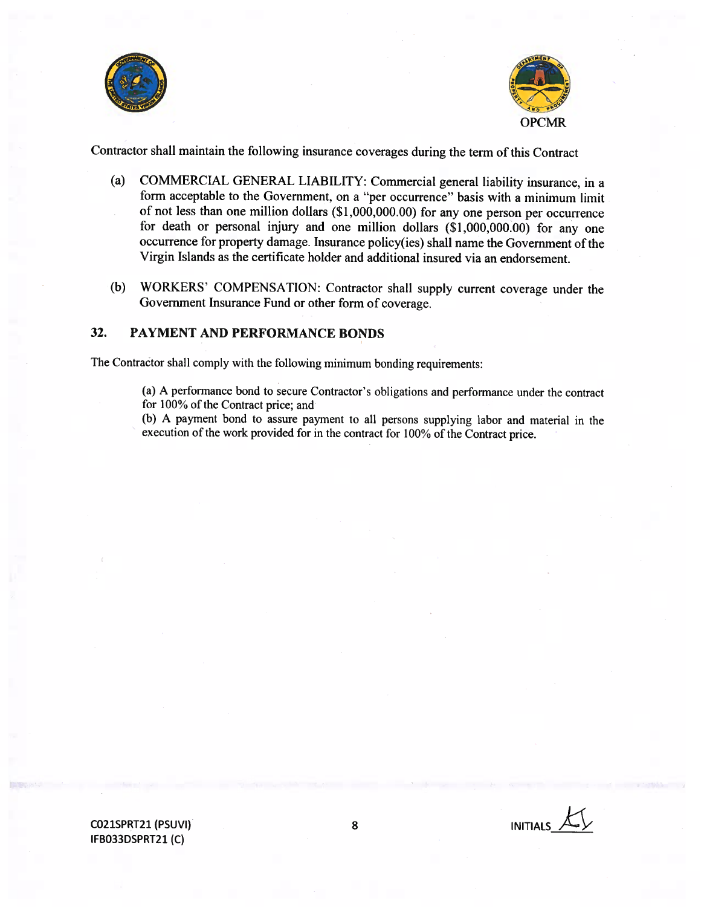Contractor shall maintain the following insurance coverages during the term of this Contract

(a) COMMERCIAL GENERAL LIABILITY: Commercial general liability insurance, in a form acceptable to the Government, on a "per occurrence" basis with a minimum limit of not less than one million dollars ($1,000,000.00) for any one person per occurrence for death or personal injury and one million dollars ($1,000,000.00) for any one occurrence for property damage. Insurance policy(ies) shall name the Government of the Virgin Islands as the certificate holder and additional insured via an endorsement.

(b) WORKERS' COMPENSATION: Contractor shall supply current coverage under the Government Insurance Fund or other form of coverage.

## 32. PAYMENT AND PERFORMANCE BONDS

The Contractor shall comply with the following minimum bonding requirements:

(a) A performance bond to secure Contractor's obligations and performance under the contract for 100% of the Contract price; and
(b) A payment bond to assure payment to all persons supplying labor and material in the execution of the work provided for in the contract for 100% of the Contract price.

C021SPRT21 (PSUVI)
IFB033DSPRT21 (C)

INITIALS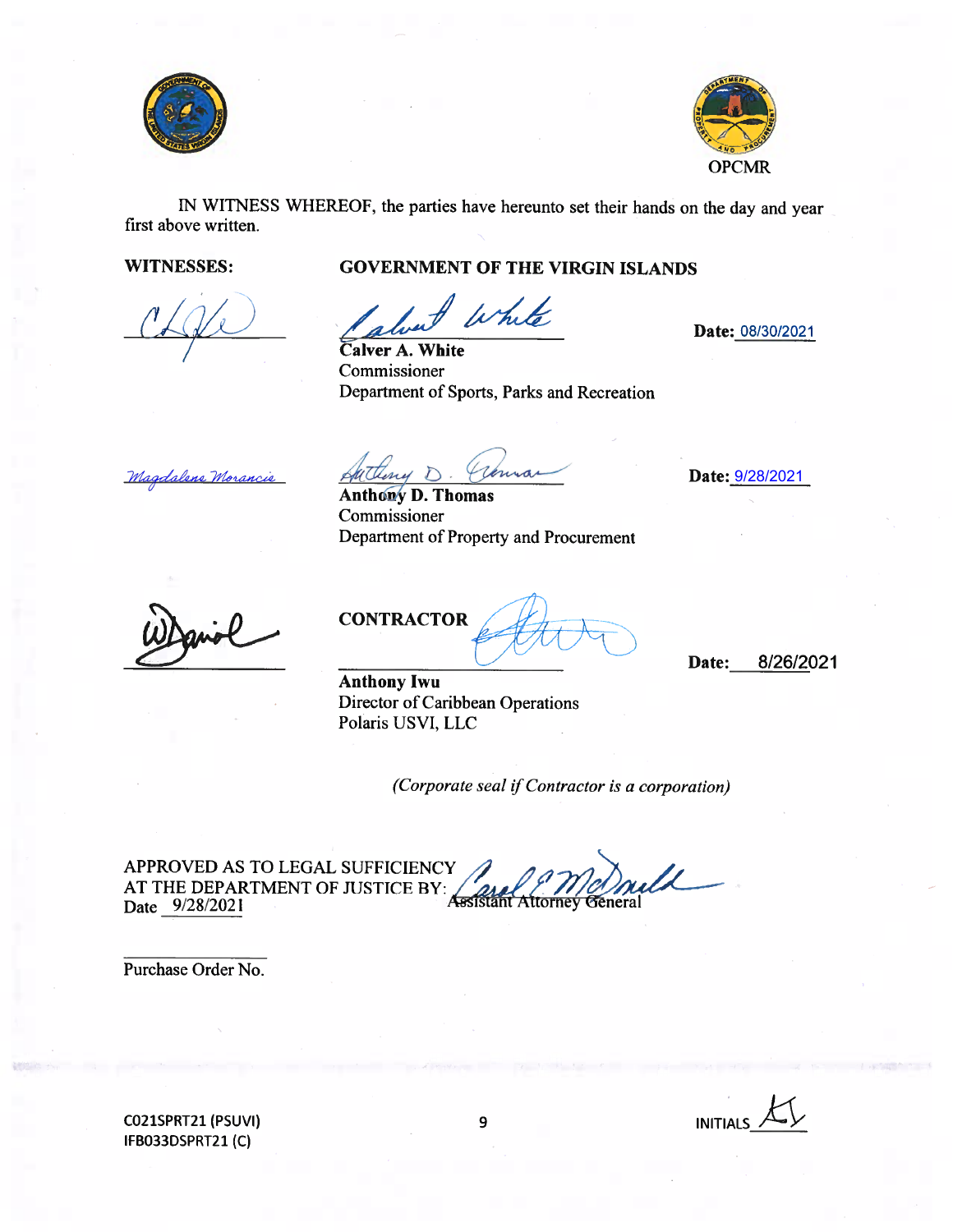IN WITNESS WHEREOF, the parties have hereunto set their hands on the day and year first above written.

**WITNESSES:** **GOVERNMENT OF THE VIRGIN ISLANDS**

**Calver A. White**
Commissioner
Department of Sports, Parks and Recreation

**Date:** 08/30/2021

Magdalene Morancie

**Anthony D. Thomas**
Commissioner
Department of Property and Procurement

**Date:** 9/28/2021

**CONTRACTOR**

**Anthony Iwu**
Director of Caribbean Operations
Polaris USVI, LLC

**Date:** 8/26/2021

*(Corporate seal if Contractor is a corporation)*

APPROVED AS TO LEGAL SUFFICIENCY
AT THE DEPARTMENT OF JUSTICE BY:
Date 9/28/2021

Assistant Attorney General

Purchase Order No.

C021SPRT21 (PSUVI)
IFB033DSPRT21 (C)

INITIALS